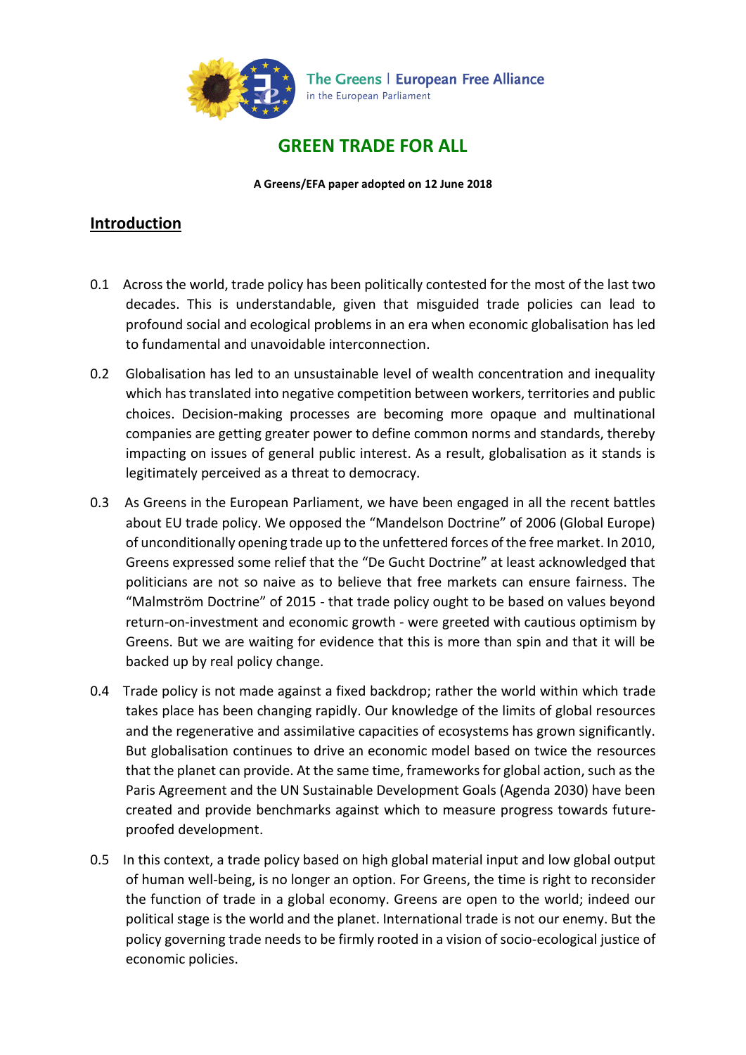The Greens | European Free Alliance
in the European Parliament

# GREEN TRADE FOR ALL

**A Greens/EFA paper adopted on 12 June 2018**

## Introduction

0.1 Across the world, trade policy has been politically contested for the most of the last two decades. This is understandable, given that misguided trade policies can lead to profound social and ecological problems in an era when economic globalisation has led to fundamental and unavoidable interconnection.

0.2 Globalisation has led to an unsustainable level of wealth concentration and inequality which has translated into negative competition between workers, territories and public choices. Decision-making processes are becoming more opaque and multinational companies are getting greater power to define common norms and standards, thereby impacting on issues of general public interest. As a result, globalisation as it stands is legitimately perceived as a threat to democracy.

0.3 As Greens in the European Parliament, we have been engaged in all the recent battles about EU trade policy. We opposed the "Mandelson Doctrine" of 2006 (Global Europe) of unconditionally opening trade up to the unfettered forces of the free market. In 2010, Greens expressed some relief that the "De Gucht Doctrine" at least acknowledged that politicians are not so naive as to believe that free markets can ensure fairness. The "Malmström Doctrine" of 2015 - that trade policy ought to be based on values beyond return-on-investment and economic growth - were greeted with cautious optimism by Greens. But we are waiting for evidence that this is more than spin and that it will be backed up by real policy change.

0.4 Trade policy is not made against a fixed backdrop; rather the world within which trade takes place has been changing rapidly. Our knowledge of the limits of global resources and the regenerative and assimilative capacities of ecosystems has grown significantly. But globalisation continues to drive an economic model based on twice the resources that the planet can provide. At the same time, frameworks for global action, such as the Paris Agreement and the UN Sustainable Development Goals (Agenda 2030) have been created and provide benchmarks against which to measure progress towards future-proofed development.

0.5 In this context, a trade policy based on high global material input and low global output of human well-being, is no longer an option. For Greens, the time is right to reconsider the function of trade in a global economy. Greens are open to the world; indeed our political stage is the world and the planet. International trade is not our enemy. But the policy governing trade needs to be firmly rooted in a vision of socio-ecological justice of economic policies.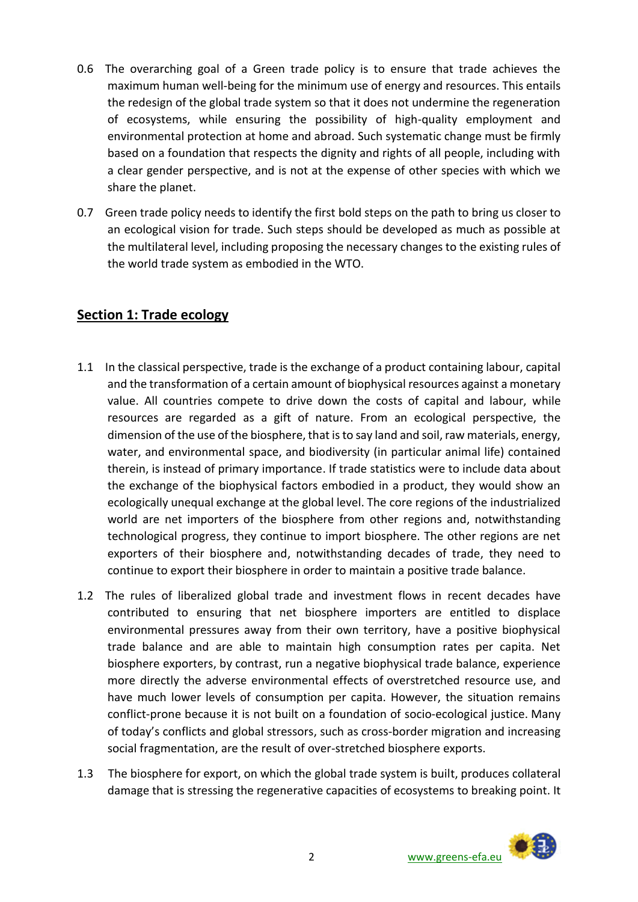0.6 The overarching goal of a Green trade policy is to ensure that trade achieves the maximum human well-being for the minimum use of energy and resources. This entails the redesign of the global trade system so that it does not undermine the regeneration of ecosystems, while ensuring the possibility of high-quality employment and environmental protection at home and abroad. Such systematic change must be firmly based on a foundation that respects the dignity and rights of all people, including with a clear gender perspective, and is not at the expense of other species with which we share the planet.

0.7 Green trade policy needs to identify the first bold steps on the path to bring us closer to an ecological vision for trade. Such steps should be developed as much as possible at the multilateral level, including proposing the necessary changes to the existing rules of the world trade system as embodied in the WTO.

## Section 1: Trade ecology

1.1 In the classical perspective, trade is the exchange of a product containing labour, capital and the transformation of a certain amount of biophysical resources against a monetary value. All countries compete to drive down the costs of capital and labour, while resources are regarded as a gift of nature. From an ecological perspective, the dimension of the use of the biosphere, that is to say land and soil, raw materials, energy, water, and environmental space, and biodiversity (in particular animal life) contained therein, is instead of primary importance. If trade statistics were to include data about the exchange of the biophysical factors embodied in a product, they would show an ecologically unequal exchange at the global level. The core regions of the industrialized world are net importers of the biosphere from other regions and, notwithstanding technological progress, they continue to import biosphere. The other regions are net exporters of their biosphere and, notwithstanding decades of trade, they need to continue to export their biosphere in order to maintain a positive trade balance.

1.2 The rules of liberalized global trade and investment flows in recent decades have contributed to ensuring that net biosphere importers are entitled to displace environmental pressures away from their own territory, have a positive biophysical trade balance and are able to maintain high consumption rates per capita. Net biosphere exporters, by contrast, run a negative biophysical trade balance, experience more directly the adverse environmental effects of overstretched resource use, and have much lower levels of consumption per capita. However, the situation remains conflict-prone because it is not built on a foundation of socio-ecological justice. Many of today's conflicts and global stressors, such as cross-border migration and increasing social fragmentation, are the result of over-stretched biosphere exports.

1.3 The biosphere for export, on which the global trade system is built, produces collateral damage that is stressing the regenerative capacities of ecosystems to breaking point. It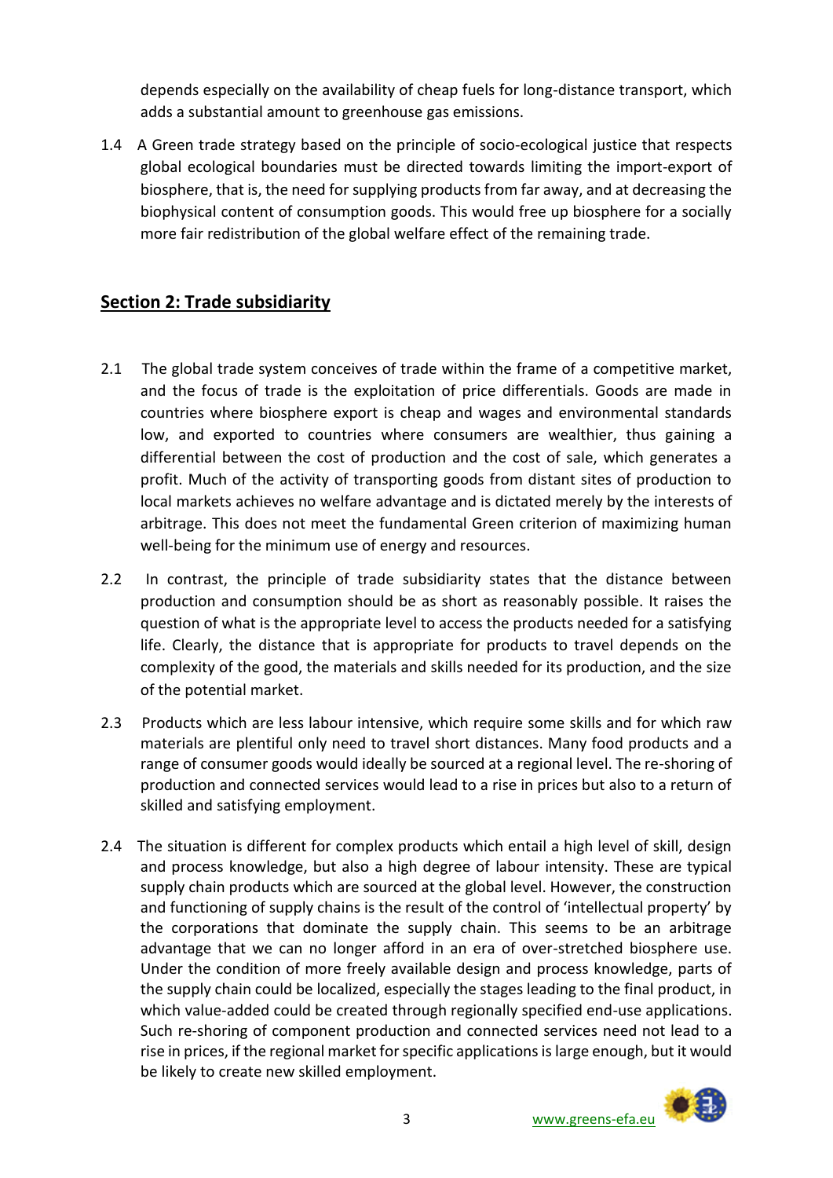depends especially on the availability of cheap fuels for long-distance transport, which adds a substantial amount to greenhouse gas emissions.

1.4 A Green trade strategy based on the principle of socio-ecological justice that respects global ecological boundaries must be directed towards limiting the import-export of biosphere, that is, the need for supplying products from far away, and at decreasing the biophysical content of consumption goods. This would free up biosphere for a socially more fair redistribution of the global welfare effect of the remaining trade.

## Section 2: Trade subsidiarity

2.1 The global trade system conceives of trade within the frame of a competitive market, and the focus of trade is the exploitation of price differentials. Goods are made in countries where biosphere export is cheap and wages and environmental standards low, and exported to countries where consumers are wealthier, thus gaining a differential between the cost of production and the cost of sale, which generates a profit. Much of the activity of transporting goods from distant sites of production to local markets achieves no welfare advantage and is dictated merely by the interests of arbitrage. This does not meet the fundamental Green criterion of maximizing human well-being for the minimum use of energy and resources.

2.2 In contrast, the principle of trade subsidiarity states that the distance between production and consumption should be as short as reasonably possible. It raises the question of what is the appropriate level to access the products needed for a satisfying life. Clearly, the distance that is appropriate for products to travel depends on the complexity of the good, the materials and skills needed for its production, and the size of the potential market.

2.3 Products which are less labour intensive, which require some skills and for which raw materials are plentiful only need to travel short distances. Many food products and a range of consumer goods would ideally be sourced at a regional level. The re-shoring of production and connected services would lead to a rise in prices but also to a return of skilled and satisfying employment.

2.4 The situation is different for complex products which entail a high level of skill, design and process knowledge, but also a high degree of labour intensity. These are typical supply chain products which are sourced at the global level. However, the construction and functioning of supply chains is the result of the control of 'intellectual property' by the corporations that dominate the supply chain. This seems to be an arbitrage advantage that we can no longer afford in an era of over-stretched biosphere use. Under the condition of more freely available design and process knowledge, parts of the supply chain could be localized, especially the stages leading to the final product, in which value-added could be created through regionally specified end-use applications. Such re-shoring of component production and connected services need not lead to a rise in prices, if the regional market for specific applications is large enough, but it would be likely to create new skilled employment.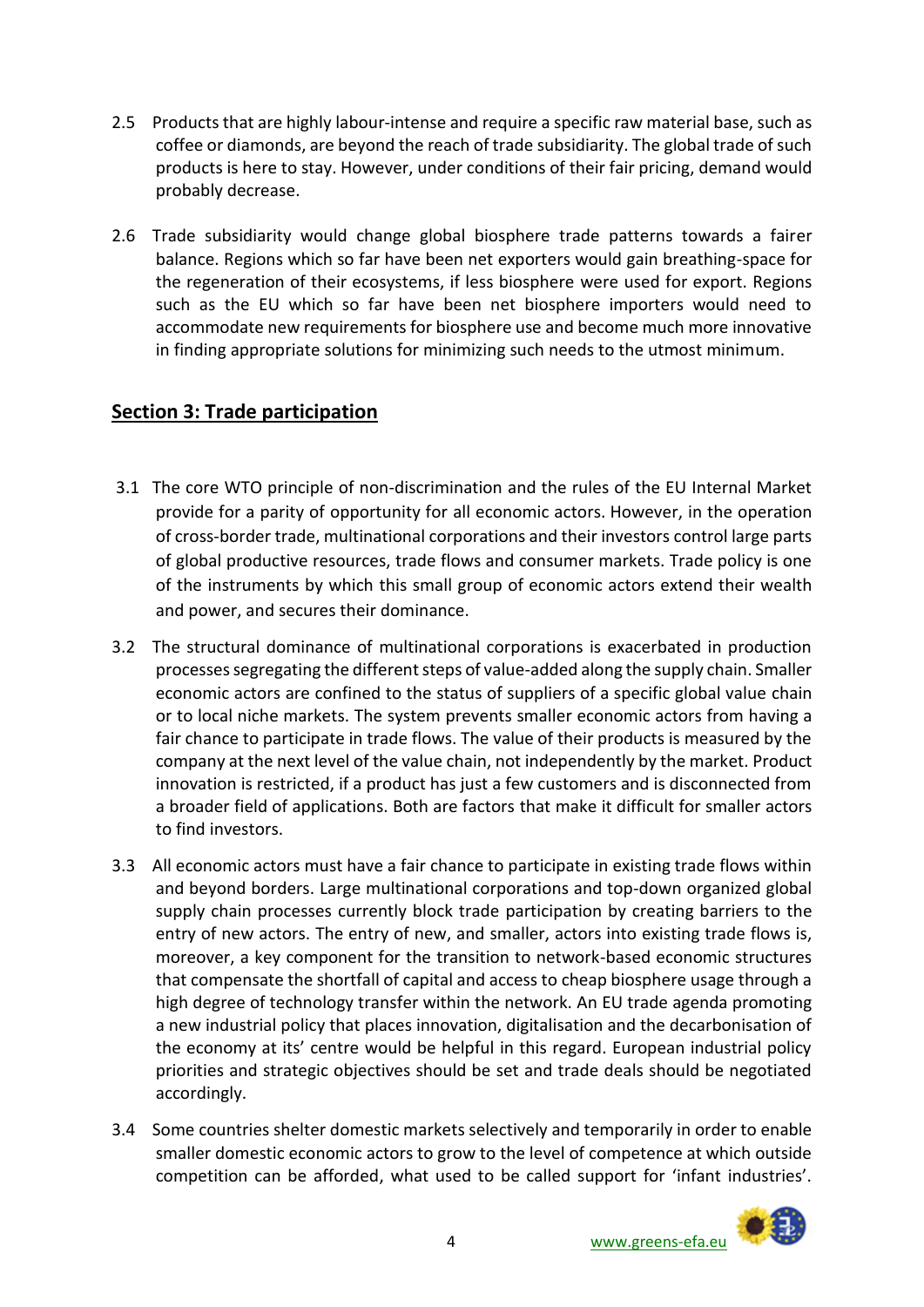2.5 Products that are highly labour-intense and require a specific raw material base, such as coffee or diamonds, are beyond the reach of trade subsidiarity. The global trade of such products is here to stay. However, under conditions of their fair pricing, demand would probably decrease.

2.6 Trade subsidiarity would change global biosphere trade patterns towards a fairer balance. Regions which so far have been net exporters would gain breathing-space for the regeneration of their ecosystems, if less biosphere were used for export. Regions such as the EU which so far have been net biosphere importers would need to accommodate new requirements for biosphere use and become much more innovative in finding appropriate solutions for minimizing such needs to the utmost minimum.

## Section 3: Trade participation

3.1 The core WTO principle of non-discrimination and the rules of the EU Internal Market provide for a parity of opportunity for all economic actors. However, in the operation of cross-border trade, multinational corporations and their investors control large parts of global productive resources, trade flows and consumer markets. Trade policy is one of the instruments by which this small group of economic actors extend their wealth and power, and secures their dominance.

3.2 The structural dominance of multinational corporations is exacerbated in production processes segregating the different steps of value-added along the supply chain. Smaller economic actors are confined to the status of suppliers of a specific global value chain or to local niche markets. The system prevents smaller economic actors from having a fair chance to participate in trade flows. The value of their products is measured by the company at the next level of the value chain, not independently by the market. Product innovation is restricted, if a product has just a few customers and is disconnected from a broader field of applications. Both are factors that make it difficult for smaller actors to find investors.

3.3 All economic actors must have a fair chance to participate in existing trade flows within and beyond borders. Large multinational corporations and top-down organized global supply chain processes currently block trade participation by creating barriers to the entry of new actors. The entry of new, and smaller, actors into existing trade flows is, moreover, a key component for the transition to network-based economic structures that compensate the shortfall of capital and access to cheap biosphere usage through a high degree of technology transfer within the network. An EU trade agenda promoting a new industrial policy that places innovation, digitalisation and the decarbonisation of the economy at its' centre would be helpful in this regard. European industrial policy priorities and strategic objectives should be set and trade deals should be negotiated accordingly.

3.4 Some countries shelter domestic markets selectively and temporarily in order to enable smaller domestic economic actors to grow to the level of competence at which outside competition can be afforded, what used to be called support for 'infant industries'.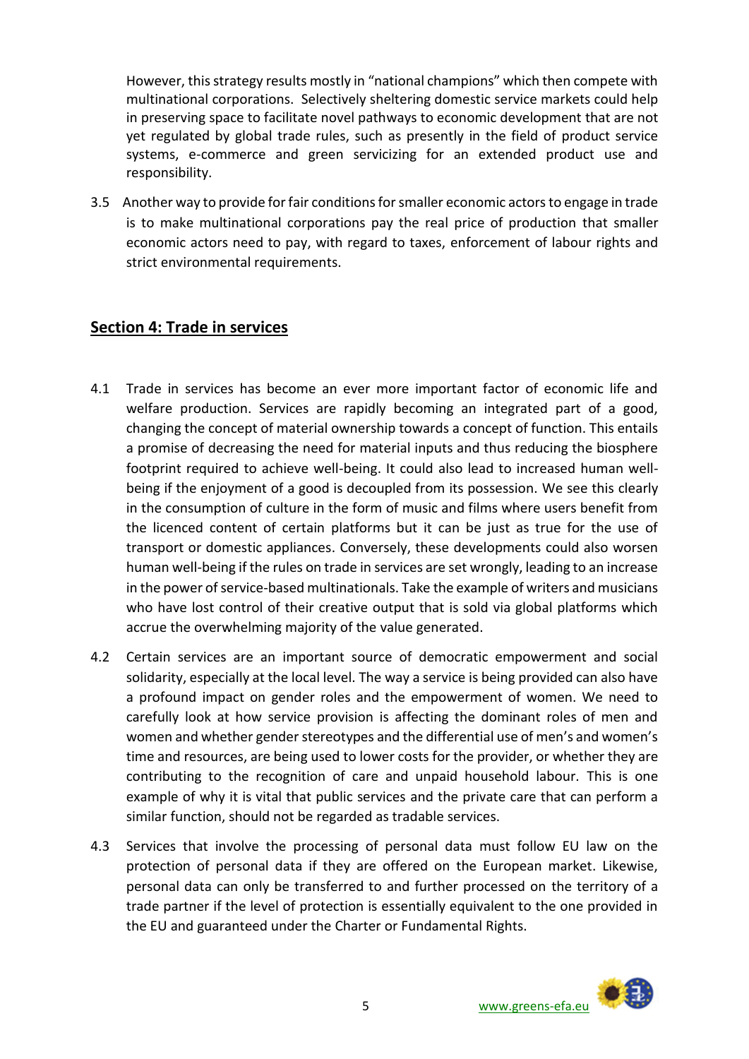However, this strategy results mostly in "national champions" which then compete with multinational corporations. Selectively sheltering domestic service markets could help in preserving space to facilitate novel pathways to economic development that are not yet regulated by global trade rules, such as presently in the field of product service systems, e-commerce and green servicizing for an extended product use and responsibility.

3.5 Another way to provide for fair conditions for smaller economic actors to engage in trade is to make multinational corporations pay the real price of production that smaller economic actors need to pay, with regard to taxes, enforcement of labour rights and strict environmental requirements.

## Section 4: Trade in services

4.1 Trade in services has become an ever more important factor of economic life and welfare production. Services are rapidly becoming an integrated part of a good, changing the concept of material ownership towards a concept of function. This entails a promise of decreasing the need for material inputs and thus reducing the biosphere footprint required to achieve well-being. It could also lead to increased human well-being if the enjoyment of a good is decoupled from its possession. We see this clearly in the consumption of culture in the form of music and films where users benefit from the licenced content of certain platforms but it can be just as true for the use of transport or domestic appliances. Conversely, these developments could also worsen human well-being if the rules on trade in services are set wrongly, leading to an increase in the power of service-based multinationals. Take the example of writers and musicians who have lost control of their creative output that is sold via global platforms which accrue the overwhelming majority of the value generated.

4.2 Certain services are an important source of democratic empowerment and social solidarity, especially at the local level. The way a service is being provided can also have a profound impact on gender roles and the empowerment of women. We need to carefully look at how service provision is affecting the dominant roles of men and women and whether gender stereotypes and the differential use of men's and women's time and resources, are being used to lower costs for the provider, or whether they are contributing to the recognition of care and unpaid household labour. This is one example of why it is vital that public services and the private care that can perform a similar function, should not be regarded as tradable services.

4.3 Services that involve the processing of personal data must follow EU law on the protection of personal data if they are offered on the European market. Likewise, personal data can only be transferred to and further processed on the territory of a trade partner if the level of protection is essentially equivalent to the one provided in the EU and guaranteed under the Charter or Fundamental Rights.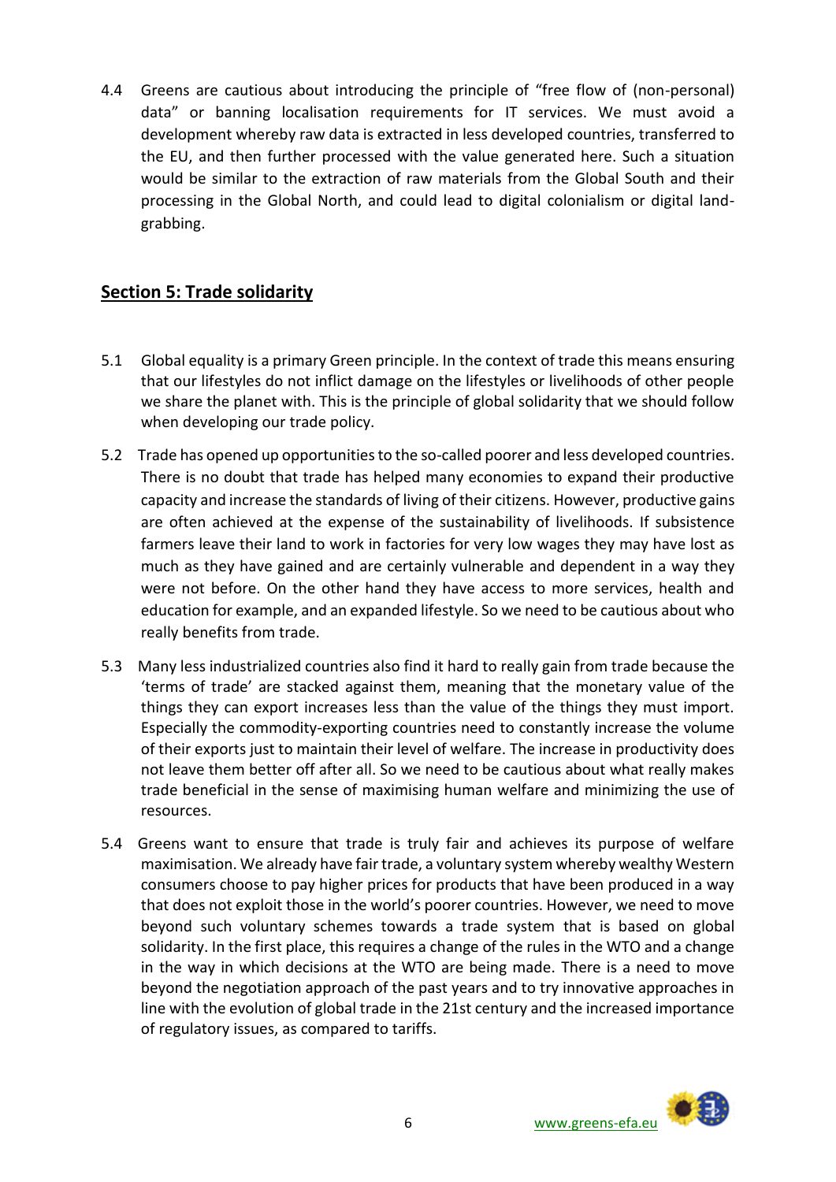4.4 Greens are cautious about introducing the principle of "free flow of (non-personal) data" or banning localisation requirements for IT services. We must avoid a development whereby raw data is extracted in less developed countries, transferred to the EU, and then further processed with the value generated here. Such a situation would be similar to the extraction of raw materials from the Global South and their processing in the Global North, and could lead to digital colonialism or digital land-grabbing.

## Section 5: Trade solidarity

5.1 Global equality is a primary Green principle. In the context of trade this means ensuring that our lifestyles do not inflict damage on the lifestyles or livelihoods of other people we share the planet with. This is the principle of global solidarity that we should follow when developing our trade policy.

5.2 Trade has opened up opportunities to the so-called poorer and less developed countries. There is no doubt that trade has helped many economies to expand their productive capacity and increase the standards of living of their citizens. However, productive gains are often achieved at the expense of the sustainability of livelihoods. If subsistence farmers leave their land to work in factories for very low wages they may have lost as much as they have gained and are certainly vulnerable and dependent in a way they were not before. On the other hand they have access to more services, health and education for example, and an expanded lifestyle. So we need to be cautious about who really benefits from trade.

5.3 Many less industrialized countries also find it hard to really gain from trade because the 'terms of trade' are stacked against them, meaning that the monetary value of the things they can export increases less than the value of the things they must import. Especially the commodity-exporting countries need to constantly increase the volume of their exports just to maintain their level of welfare. The increase in productivity does not leave them better off after all. So we need to be cautious about what really makes trade beneficial in the sense of maximising human welfare and minimizing the use of resources.

5.4 Greens want to ensure that trade is truly fair and achieves its purpose of welfare maximisation. We already have fair trade, a voluntary system whereby wealthy Western consumers choose to pay higher prices for products that have been produced in a way that does not exploit those in the world's poorer countries. However, we need to move beyond such voluntary schemes towards a trade system that is based on global solidarity. In the first place, this requires a change of the rules in the WTO and a change in the way in which decisions at the WTO are being made. There is a need to move beyond the negotiation approach of the past years and to try innovative approaches in line with the evolution of global trade in the 21st century and the increased importance of regulatory issues, as compared to tariffs.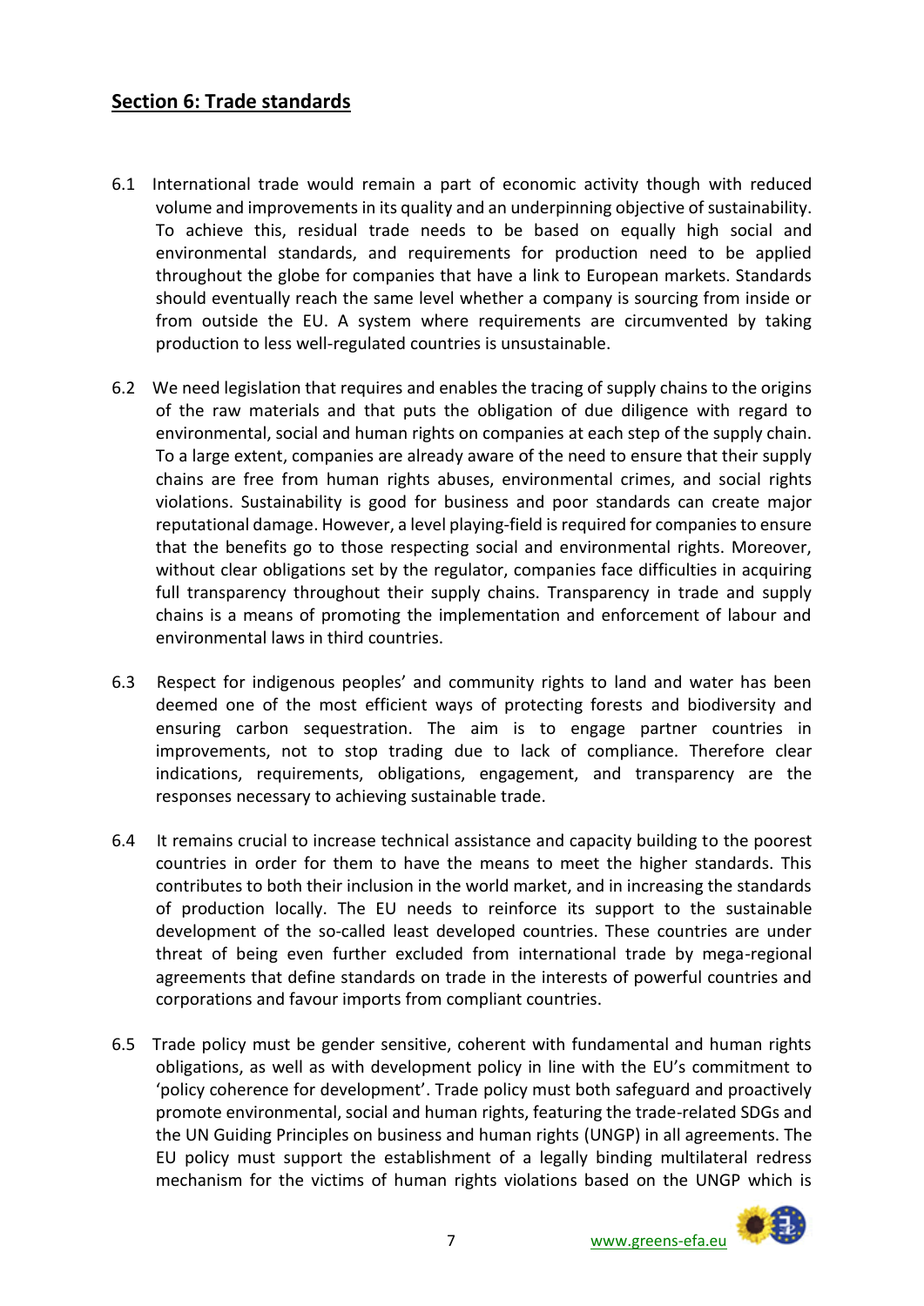## **Section 6: Trade standards**

6.1 International trade would remain a part of economic activity though with reduced volume and improvements in its quality and an underpinning objective of sustainability. To achieve this, residual trade needs to be based on equally high social and environmental standards, and requirements for production need to be applied throughout the globe for companies that have a link to European markets. Standards should eventually reach the same level whether a company is sourcing from inside or from outside the EU. A system where requirements are circumvented by taking production to less well-regulated countries is unsustainable.

6.2 We need legislation that requires and enables the tracing of supply chains to the origins of the raw materials and that puts the obligation of due diligence with regard to environmental, social and human rights on companies at each step of the supply chain. To a large extent, companies are already aware of the need to ensure that their supply chains are free from human rights abuses, environmental crimes, and social rights violations. Sustainability is good for business and poor standards can create major reputational damage. However, a level playing-field is required for companies to ensure that the benefits go to those respecting social and environmental rights. Moreover, without clear obligations set by the regulator, companies face difficulties in acquiring full transparency throughout their supply chains. Transparency in trade and supply chains is a means of promoting the implementation and enforcement of labour and environmental laws in third countries.

6.3 Respect for indigenous peoples' and community rights to land and water has been deemed one of the most efficient ways of protecting forests and biodiversity and ensuring carbon sequestration. The aim is to engage partner countries in improvements, not to stop trading due to lack of compliance. Therefore clear indications, requirements, obligations, engagement, and transparency are the responses necessary to achieving sustainable trade.

6.4 It remains crucial to increase technical assistance and capacity building to the poorest countries in order for them to have the means to meet the higher standards. This contributes to both their inclusion in the world market, and in increasing the standards of production locally. The EU needs to reinforce its support to the sustainable development of the so-called least developed countries. These countries are under threat of being even further excluded from international trade by mega-regional agreements that define standards on trade in the interests of powerful countries and corporations and favour imports from compliant countries.

6.5 Trade policy must be gender sensitive, coherent with fundamental and human rights obligations, as well as with development policy in line with the EU's commitment to 'policy coherence for development'. Trade policy must both safeguard and proactively promote environmental, social and human rights, featuring the trade-related SDGs and the UN Guiding Principles on business and human rights (UNGP) in all agreements. The EU policy must support the establishment of a legally binding multilateral redress mechanism for the victims of human rights violations based on the UNGP which is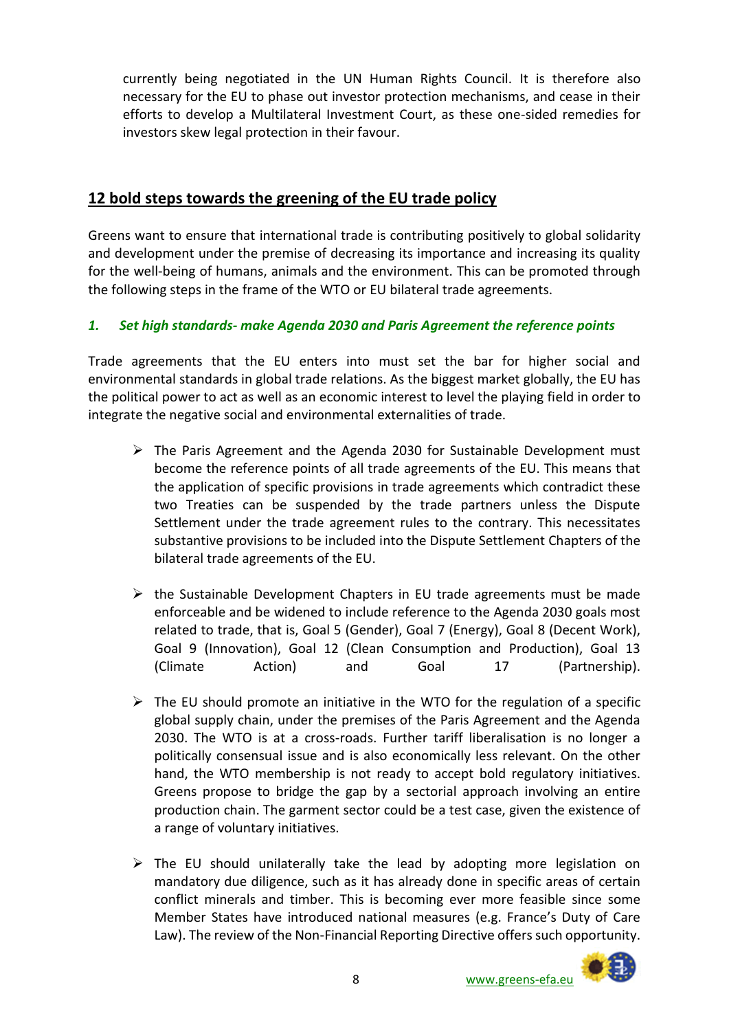currently being negotiated in the UN Human Rights Council. It is therefore also necessary for the EU to phase out investor protection mechanisms, and cease in their efforts to develop a Multilateral Investment Court, as these one-sided remedies for investors skew legal protection in their favour.

## 12 bold steps towards the greening of the EU trade policy

Greens want to ensure that international trade is contributing positively to global solidarity and development under the premise of decreasing its importance and increasing its quality for the well-being of humans, animals and the environment. This can be promoted through the following steps in the frame of the WTO or EU bilateral trade agreements.

### *1. Set high standards- make Agenda 2030 and Paris Agreement the reference points*

Trade agreements that the EU enters into must set the bar for higher social and environmental standards in global trade relations. As the biggest market globally, the EU has the political power to act as well as an economic interest to level the playing field in order to integrate the negative social and environmental externalities of trade.

- The Paris Agreement and the Agenda 2030 for Sustainable Development must become the reference points of all trade agreements of the EU. This means that the application of specific provisions in trade agreements which contradict these two Treaties can be suspended by the trade partners unless the Dispute Settlement under the trade agreement rules to the contrary. This necessitates substantive provisions to be included into the Dispute Settlement Chapters of the bilateral trade agreements of the EU.

- the Sustainable Development Chapters in EU trade agreements must be made enforceable and be widened to include reference to the Agenda 2030 goals most related to trade, that is, Goal 5 (Gender), Goal 7 (Energy), Goal 8 (Decent Work), Goal 9 (Innovation), Goal 12 (Clean Consumption and Production), Goal 13 (Climate Action) and Goal 17 (Partnership).

- The EU should promote an initiative in the WTO for the regulation of a specific global supply chain, under the premises of the Paris Agreement and the Agenda 2030. The WTO is at a cross-roads. Further tariff liberalisation is no longer a politically consensual issue and is also economically less relevant. On the other hand, the WTO membership is not ready to accept bold regulatory initiatives. Greens propose to bridge the gap by a sectorial approach involving an entire production chain. The garment sector could be a test case, given the existence of a range of voluntary initiatives.

- The EU should unilaterally take the lead by adopting more legislation on mandatory due diligence, such as it has already done in specific areas of certain conflict minerals and timber. This is becoming ever more feasible since some Member States have introduced national measures (e.g. France's Duty of Care Law). The review of the Non-Financial Reporting Directive offers such opportunity.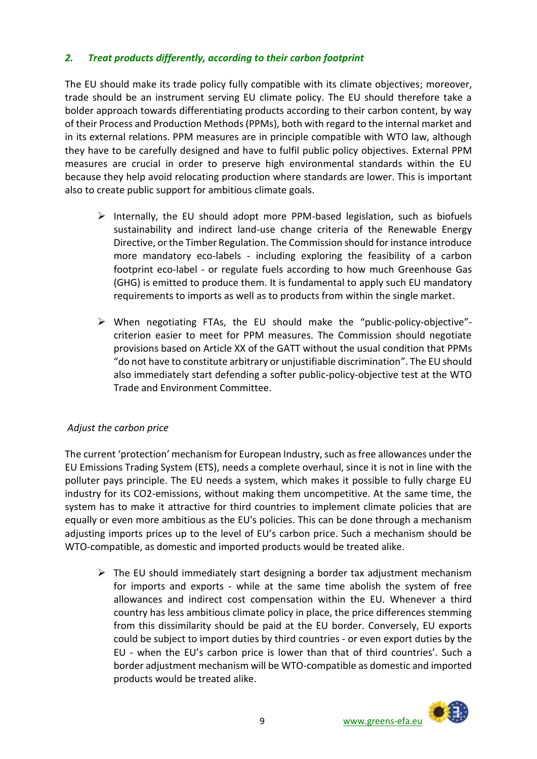### *2. Treat products differently, according to their carbon footprint*

The EU should make its trade policy fully compatible with its climate objectives; moreover, trade should be an instrument serving EU climate policy. The EU should therefore take a bolder approach towards differentiating products according to their carbon content, by way of their Process and Production Methods (PPMs), both with regard to the internal market and in its external relations. PPM measures are in principle compatible with WTO law, although they have to be carefully designed and have to fulfil public policy objectives. External PPM measures are crucial in order to preserve high environmental standards within the EU because they help avoid relocating production where standards are lower. This is important also to create public support for ambitious climate goals.

- Internally, the EU should adopt more PPM-based legislation, such as biofuels sustainability and indirect land-use change criteria of the Renewable Energy Directive, or the Timber Regulation. The Commission should for instance introduce more mandatory eco-labels - including exploring the feasibility of a carbon footprint eco-label - or regulate fuels according to how much Greenhouse Gas (GHG) is emitted to produce them. It is fundamental to apply such EU mandatory requirements to imports as well as to products from within the single market.

- When negotiating FTAs, the EU should make the "public-policy-objective"-criterion easier to meet for PPM measures. The Commission should negotiate provisions based on Article XX of the GATT without the usual condition that PPMs "do not have to constitute arbitrary or unjustifiable discrimination". The EU should also immediately start defending a softer public-policy-objective test at the WTO Trade and Environment Committee.

*Adjust the carbon price*

The current 'protection' mechanism for European Industry, such as free allowances under the EU Emissions Trading System (ETS), needs a complete overhaul, since it is not in line with the polluter pays principle. The EU needs a system, which makes it possible to fully charge EU industry for its $CO_2$-emissions, without making them uncompetitive. At the same time, the system has to make it attractive for third countries to implement climate policies that are equally or even more ambitious as the EU's policies. This can be done through a mechanism adjusting imports prices up to the level of EU's carbon price. Such a mechanism should be WTO-compatible, as domestic and imported products would be treated alike.

- The EU should immediately start designing a border tax adjustment mechanism for imports and exports - while at the same time abolish the system of free allowances and indirect cost compensation within the EU. Whenever a third country has less ambitious climate policy in place, the price differences stemming from this dissimilarity should be paid at the EU border. Conversely, EU exports could be subject to import duties by third countries - or even export duties by the EU - when the EU's carbon price is lower than that of third countries'. Such a border adjustment mechanism will be WTO-compatible as domestic and imported products would be treated alike.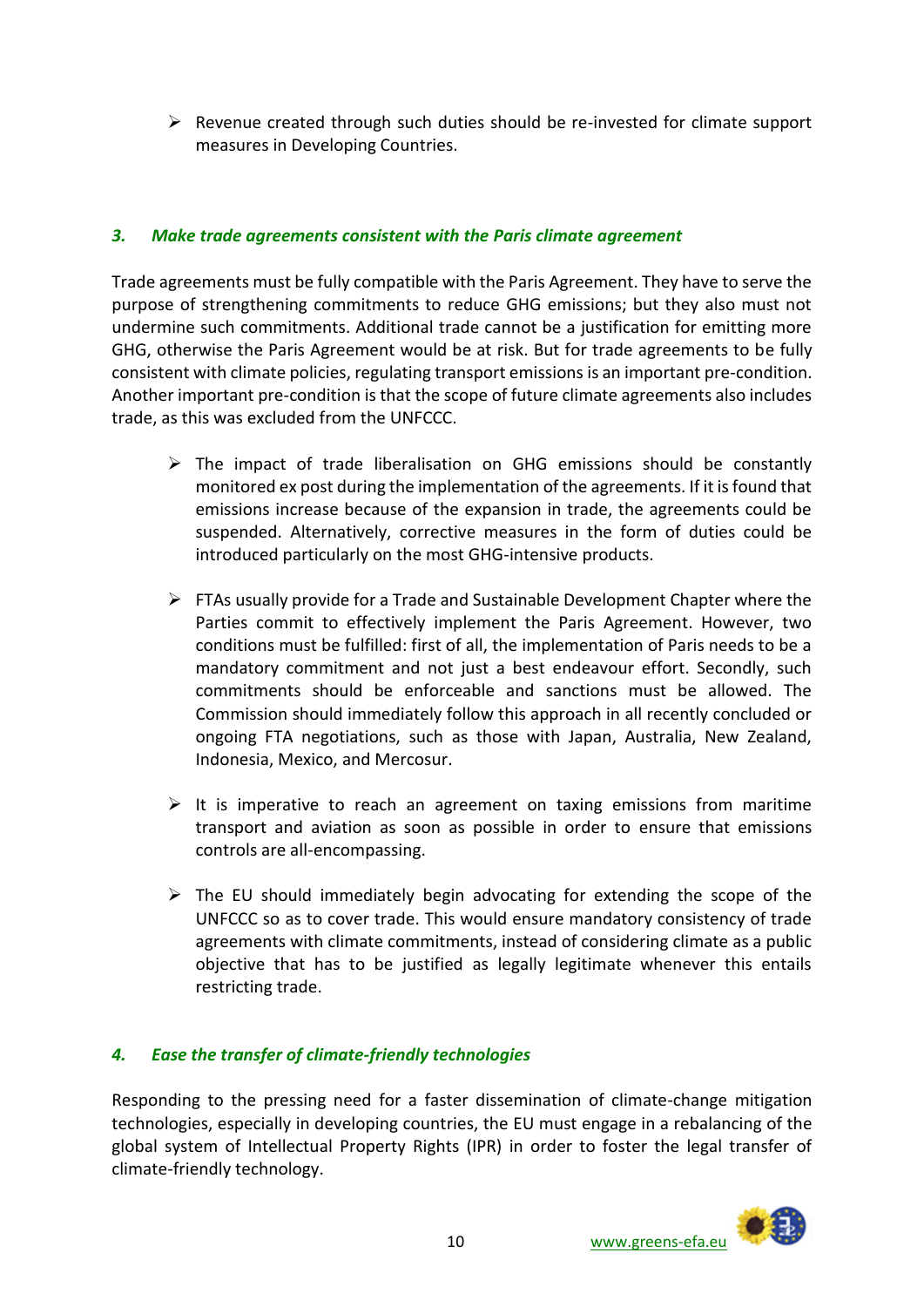- Revenue created through such duties should be re-invested for climate support measures in Developing Countries.

### *3. Make trade agreements consistent with the Paris climate agreement*

Trade agreements must be fully compatible with the Paris Agreement. They have to serve the purpose of strengthening commitments to reduce GHG emissions; but they also must not undermine such commitments. Additional trade cannot be a justification for emitting more GHG, otherwise the Paris Agreement would be at risk. But for trade agreements to be fully consistent with climate policies, regulating transport emissions is an important pre-condition. Another important pre-condition is that the scope of future climate agreements also includes trade, as this was excluded from the UNFCCC.

- The impact of trade liberalisation on GHG emissions should be constantly monitored ex post during the implementation of the agreements. If it is found that emissions increase because of the expansion in trade, the agreements could be suspended. Alternatively, corrective measures in the form of duties could be introduced particularly on the most GHG-intensive products.

- FTAs usually provide for a Trade and Sustainable Development Chapter where the Parties commit to effectively implement the Paris Agreement. However, two conditions must be fulfilled: first of all, the implementation of Paris needs to be a mandatory commitment and not just a best endeavour effort. Secondly, such commitments should be enforceable and sanctions must be allowed. The Commission should immediately follow this approach in all recently concluded or ongoing FTA negotiations, such as those with Japan, Australia, New Zealand, Indonesia, Mexico, and Mercosur.

- It is imperative to reach an agreement on taxing emissions from maritime transport and aviation as soon as possible in order to ensure that emissions controls are all-encompassing.

- The EU should immediately begin advocating for extending the scope of the UNFCCC so as to cover trade. This would ensure mandatory consistency of trade agreements with climate commitments, instead of considering climate as a public objective that has to be justified as legally legitimate whenever this entails restricting trade.

### *4. Ease the transfer of climate-friendly technologies*

Responding to the pressing need for a faster dissemination of climate-change mitigation technologies, especially in developing countries, the EU must engage in a rebalancing of the global system of Intellectual Property Rights (IPR) in order to foster the legal transfer of climate-friendly technology.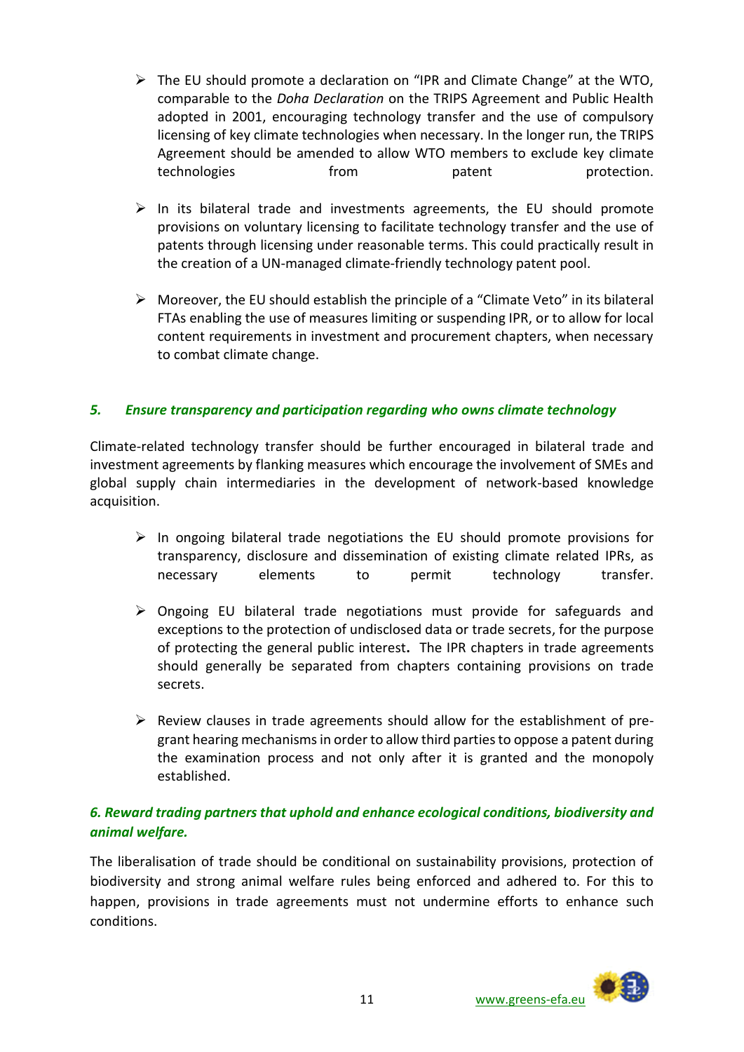- The EU should promote a declaration on "IPR and Climate Change" at the WTO, comparable to the *Doha Declaration* on the TRIPS Agreement and Public Health adopted in 2001, encouraging technology transfer and the use of compulsory licensing of key climate technologies when necessary. In the longer run, the TRIPS Agreement should be amended to allow WTO members to exclude key climate technologies from patent protection.

- In its bilateral trade and investments agreements, the EU should promote provisions on voluntary licensing to facilitate technology transfer and the use of patents through licensing under reasonable terms. This could practically result in the creation of a UN-managed climate-friendly technology patent pool.

- Moreover, the EU should establish the principle of a "Climate Veto" in its bilateral FTAs enabling the use of measures limiting or suspending IPR, or to allow for local content requirements in investment and procurement chapters, when necessary to combat climate change.

### *5. Ensure transparency and participation regarding who owns climate technology*

Climate-related technology transfer should be further encouraged in bilateral trade and investment agreements by flanking measures which encourage the involvement of SMEs and global supply chain intermediaries in the development of network-based knowledge acquisition.

- In ongoing bilateral trade negotiations the EU should promote provisions for transparency, disclosure and dissemination of existing climate related IPRs, as necessary elements to permit technology transfer.

- Ongoing EU bilateral trade negotiations must provide for safeguards and exceptions to the protection of undisclosed data or trade secrets, for the purpose of protecting the general public interest**.** The IPR chapters in trade agreements should generally be separated from chapters containing provisions on trade secrets.

- Review clauses in trade agreements should allow for the establishment of pre-grant hearing mechanisms in order to allow third parties to oppose a patent during the examination process and not only after it is granted and the monopoly established.

### *6. Reward trading partners that uphold and enhance ecological conditions, biodiversity and animal welfare.*

The liberalisation of trade should be conditional on sustainability provisions, protection of biodiversity and strong animal welfare rules being enforced and adhered to. For this to happen, provisions in trade agreements must not undermine efforts to enhance such conditions.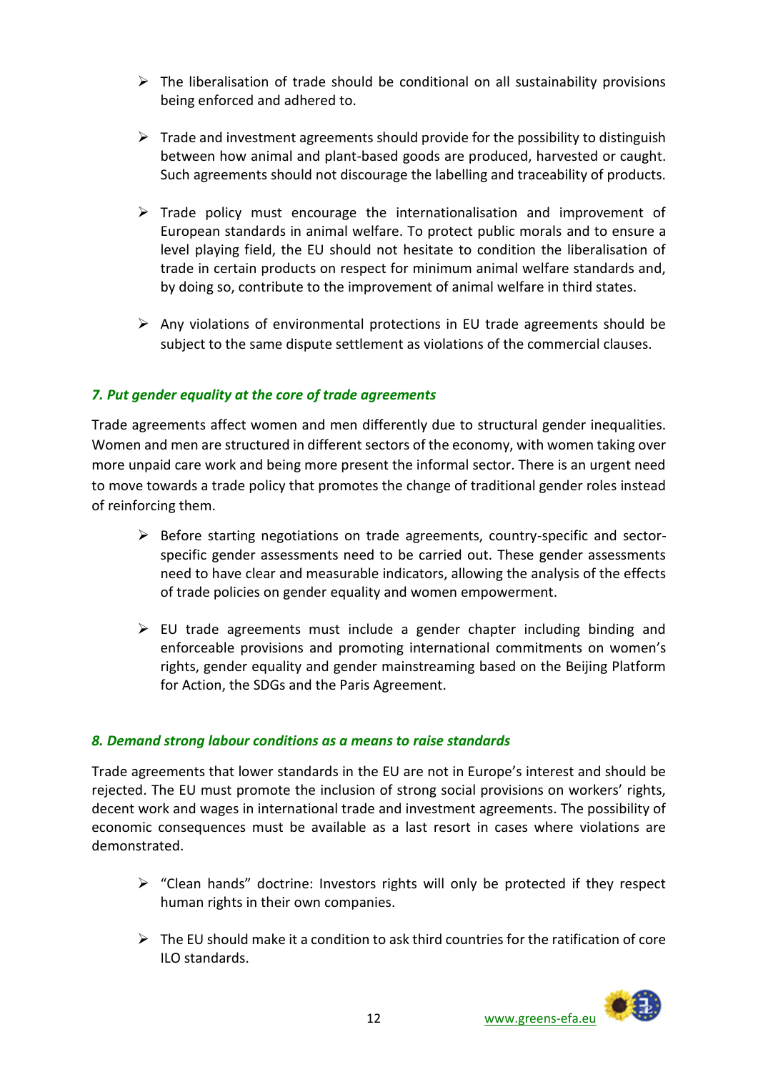- The liberalisation of trade should be conditional on all sustainability provisions being enforced and adhered to.

- Trade and investment agreements should provide for the possibility to distinguish between how animal and plant-based goods are produced, harvested or caught. Such agreements should not discourage the labelling and traceability of products.

- Trade policy must encourage the internationalisation and improvement of European standards in animal welfare. To protect public morals and to ensure a level playing field, the EU should not hesitate to condition the liberalisation of trade in certain products on respect for minimum animal welfare standards and, by doing so, contribute to the improvement of animal welfare in third states.

- Any violations of environmental protections in EU trade agreements should be subject to the same dispute settlement as violations of the commercial clauses.

### *7. Put gender equality at the core of trade agreements*

Trade agreements affect women and men differently due to structural gender inequalities. Women and men are structured in different sectors of the economy, with women taking over more unpaid care work and being more present the informal sector. There is an urgent need to move towards a trade policy that promotes the change of traditional gender roles instead of reinforcing them.

- Before starting negotiations on trade agreements, country-specific and sector-specific gender assessments need to be carried out. These gender assessments need to have clear and measurable indicators, allowing the analysis of the effects of trade policies on gender equality and women empowerment.

- EU trade agreements must include a gender chapter including binding and enforceable provisions and promoting international commitments on women's rights, gender equality and gender mainstreaming based on the Beijing Platform for Action, the SDGs and the Paris Agreement.

### *8. Demand strong labour conditions as a means to raise standards*

Trade agreements that lower standards in the EU are not in Europe's interest and should be rejected. The EU must promote the inclusion of strong social provisions on workers' rights, decent work and wages in international trade and investment agreements. The possibility of economic consequences must be available as a last resort in cases where violations are demonstrated.

- "Clean hands" doctrine: Investors rights will only be protected if they respect human rights in their own companies.

- The EU should make it a condition to ask third countries for the ratification of core ILO standards.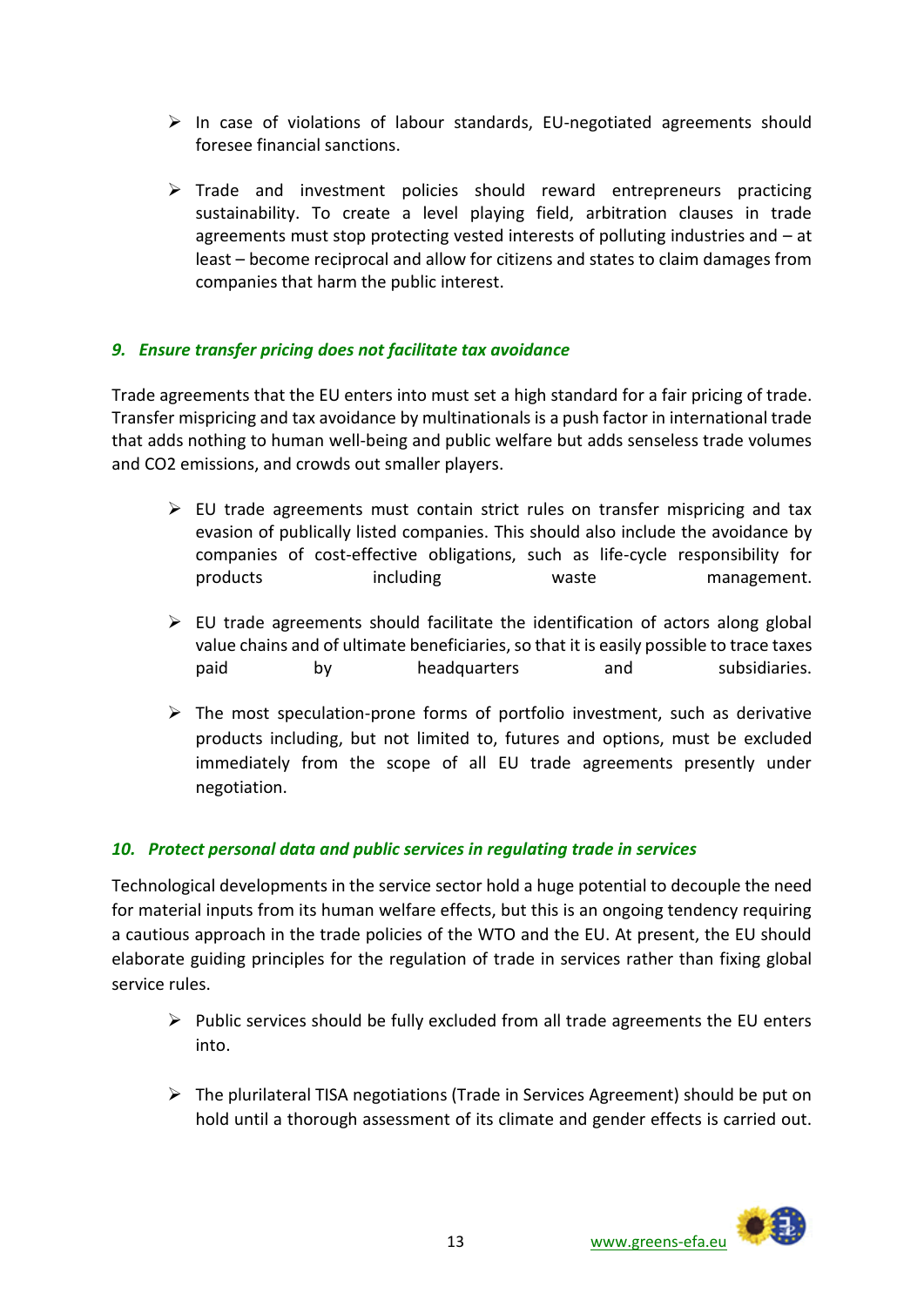- In case of violations of labour standards, EU-negotiated agreements should foresee financial sanctions.

- Trade and investment policies should reward entrepreneurs practicing sustainability. To create a level playing field, arbitration clauses in trade agreements must stop protecting vested interests of polluting industries and – at least – become reciprocal and allow for citizens and states to claim damages from companies that harm the public interest.

### *9. Ensure transfer pricing does not facilitate tax avoidance*

Trade agreements that the EU enters into must set a high standard for a fair pricing of trade. Transfer mispricing and tax avoidance by multinationals is a push factor in international trade that adds nothing to human well-being and public welfare but adds senseless trade volumes and $CO_2$ emissions, and crowds out smaller players.

- EU trade agreements must contain strict rules on transfer mispricing and tax evasion of publically listed companies. This should also include the avoidance by companies of cost-effective obligations, such as life-cycle responsibility for products including waste management.

- EU trade agreements should facilitate the identification of actors along global value chains and of ultimate beneficiaries, so that it is easily possible to trace taxes paid by headquarters and subsidiaries.

- The most speculation-prone forms of portfolio investment, such as derivative products including, but not limited to, futures and options, must be excluded immediately from the scope of all EU trade agreements presently under negotiation.

### *10. Protect personal data and public services in regulating trade in services*

Technological developments in the service sector hold a huge potential to decouple the need for material inputs from its human welfare effects, but this is an ongoing tendency requiring a cautious approach in the trade policies of the WTO and the EU. At present, the EU should elaborate guiding principles for the regulation of trade in services rather than fixing global service rules.

- Public services should be fully excluded from all trade agreements the EU enters into.

- The plurilateral TISA negotiations (Trade in Services Agreement) should be put on hold until a thorough assessment of its climate and gender effects is carried out.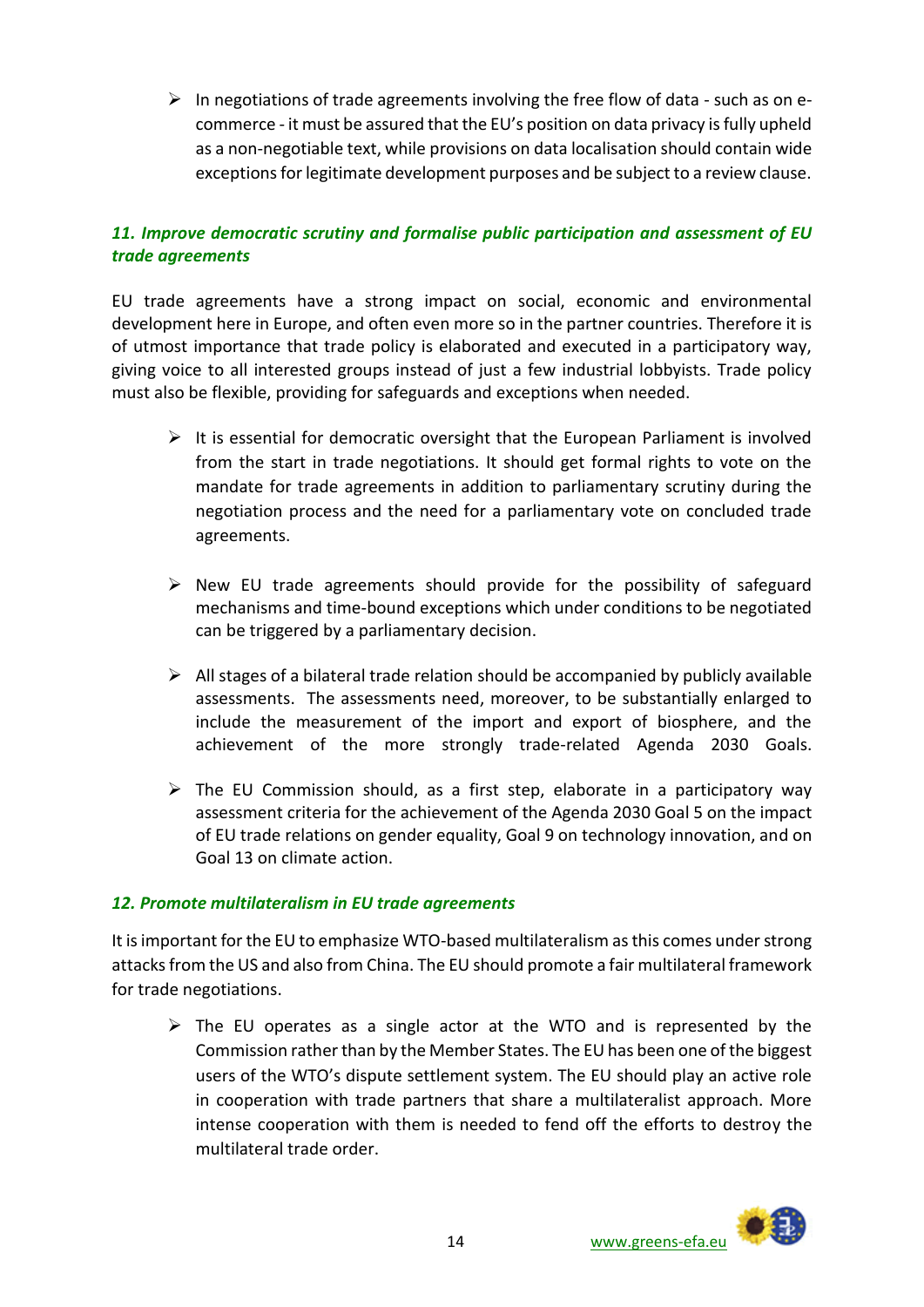- In negotiations of trade agreements involving the free flow of data - such as on e-commerce - it must be assured that the EU's position on data privacy is fully upheld as a non-negotiable text, while provisions on data localisation should contain wide exceptions for legitimate development purposes and be subject to a review clause.

### *11. Improve democratic scrutiny and formalise public participation and assessment of EU trade agreements*

EU trade agreements have a strong impact on social, economic and environmental development here in Europe, and often even more so in the partner countries. Therefore it is of utmost importance that trade policy is elaborated and executed in a participatory way, giving voice to all interested groups instead of just a few industrial lobbyists. Trade policy must also be flexible, providing for safeguards and exceptions when needed.

- It is essential for democratic oversight that the European Parliament is involved from the start in trade negotiations. It should get formal rights to vote on the mandate for trade agreements in addition to parliamentary scrutiny during the negotiation process and the need for a parliamentary vote on concluded trade agreements.

- New EU trade agreements should provide for the possibility of safeguard mechanisms and time-bound exceptions which under conditions to be negotiated can be triggered by a parliamentary decision.

- All stages of a bilateral trade relation should be accompanied by publicly available assessments. The assessments need, moreover, to be substantially enlarged to include the measurement of the import and export of biosphere, and the achievement of the more strongly trade-related Agenda 2030 Goals.

- The EU Commission should, as a first step, elaborate in a participatory way assessment criteria for the achievement of the Agenda 2030 Goal 5 on the impact of EU trade relations on gender equality, Goal 9 on technology innovation, and on Goal 13 on climate action.

### *12. Promote multilateralism in EU trade agreements*

It is important for the EU to emphasize WTO-based multilateralism as this comes under strong attacks from the US and also from China. The EU should promote a fair multilateral framework for trade negotiations.

- The EU operates as a single actor at the WTO and is represented by the Commission rather than by the Member States. The EU has been one of the biggest users of the WTO's dispute settlement system. The EU should play an active role in cooperation with trade partners that share a multilateralist approach. More intense cooperation with them is needed to fend off the efforts to destroy the multilateral trade order.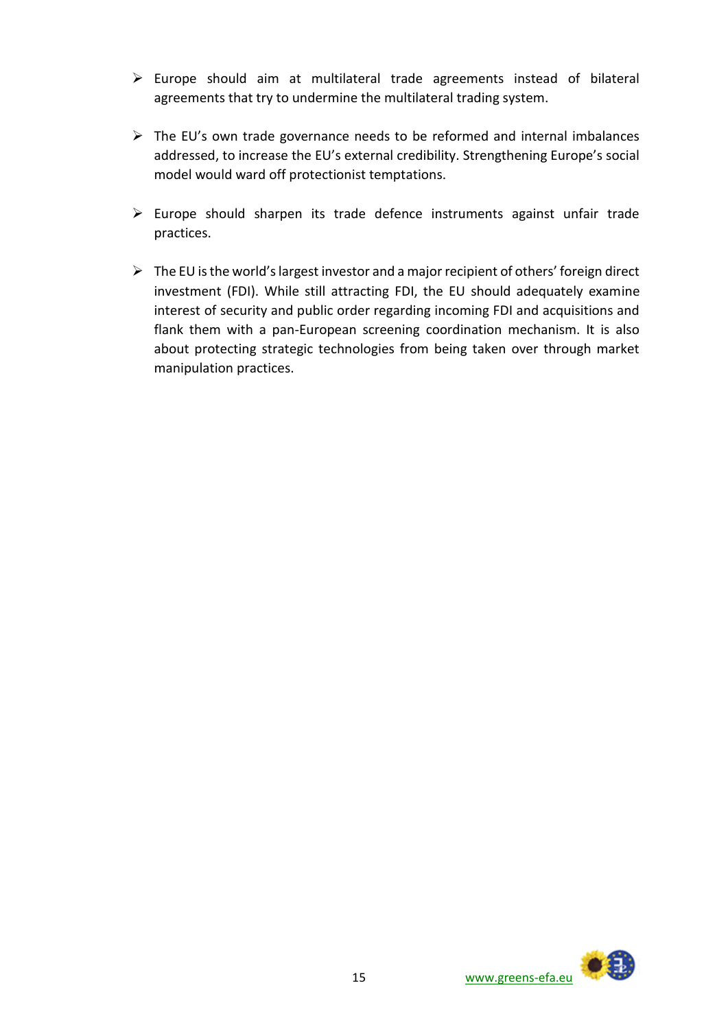- Europe should aim at multilateral trade agreements instead of bilateral agreements that try to undermine the multilateral trading system.

- The EU's own trade governance needs to be reformed and internal imbalances addressed, to increase the EU's external credibility. Strengthening Europe's social model would ward off protectionist temptations.

- Europe should sharpen its trade defence instruments against unfair trade practices.

- The EU is the world's largest investor and a major recipient of others' foreign direct investment (FDI). While still attracting FDI, the EU should adequately examine interest of security and public order regarding incoming FDI and acquisitions and flank them with a pan-European screening coordination mechanism. It is also about protecting strategic technologies from being taken over through market manipulation practices.